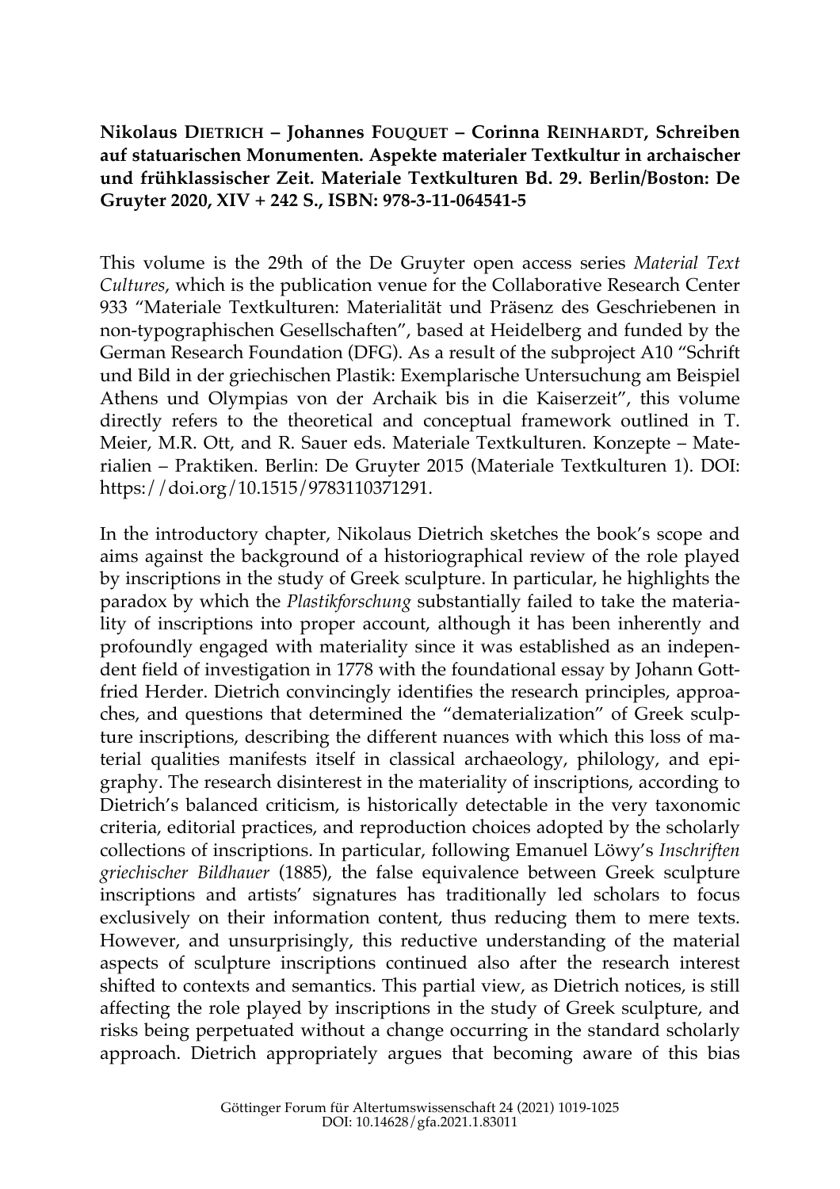**Nikolaus Dietrich – Johannes Fouquet – Corinna Reinhardt, Schreiben auf statuarischen Monumenten. Aspekte materialer Textkultur in archaischer und frühklassischer Zeit. Materiale Textkulturen Bd. 29. Berlin/Boston: De Gruyter 2020, XIV + 242 S., ISBN: 978-3-11-064541-5**

This volume is the 29th of the De Gruyter open access series *Material Text Cultures*, which is the publication venue for the Collaborative Research Center 933 "Materiale Textkulturen: Materialität und Präsenz des Geschriebenen in non-typographischen Gesellschaften", based at Heidelberg and funded by the German Research Foundation (DFG). As a result of the subproject A10 "Schrift und Bild in der griechischen Plastik: Exemplarische Untersuchung am Beispiel Athens und Olympias von der Archaik bis in die Kaiserzeit", this volume directly refers to the theoretical and conceptual framework outlined in T. Meier, M.R. Ott, and R. Sauer eds. Materiale Textkulturen. Konzepte – Materialien – Praktiken. Berlin: De Gruyter 2015 (Materiale Textkulturen 1). DOI: https://doi.org/10.1515/9783110371291.

In the introductory chapter, Nikolaus Dietrich sketches the book's scope and aims against the background of a historiographical review of the role played by inscriptions in the study of Greek sculpture. In particular, he highlights the paradox by which the *Plastikforschung* substantially failed to take the materiality of inscriptions into proper account, although it has been inherently and profoundly engaged with materiality since it was established as an independent field of investigation in 1778 with the foundational essay by Johann Gottfried Herder. Dietrich convincingly identifies the research principles, approaches, and questions that determined the "dematerialization" of Greek sculpture inscriptions, describing the different nuances with which this loss of material qualities manifests itself in classical archaeology, philology, and epigraphy. The research disinterest in the materiality of inscriptions, according to Dietrich's balanced criticism, is historically detectable in the very taxonomic criteria, editorial practices, and reproduction choices adopted by the scholarly collections of inscriptions. In particular, following Emanuel Löwy's *Inschriften griechischer Bildhauer* (1885), the false equivalence between Greek sculpture inscriptions and artists' signatures has traditionally led scholars to focus exclusively on their information content, thus reducing them to mere texts. However, and unsurprisingly, this reductive understanding of the material aspects of sculpture inscriptions continued also after the research interest shifted to contexts and semantics. This partial view, as Dietrich notices, is still affecting the role played by inscriptions in the study of Greek sculpture, and risks being perpetuated without a change occurring in the standard scholarly approach. Dietrich appropriately argues that becoming aware of this bias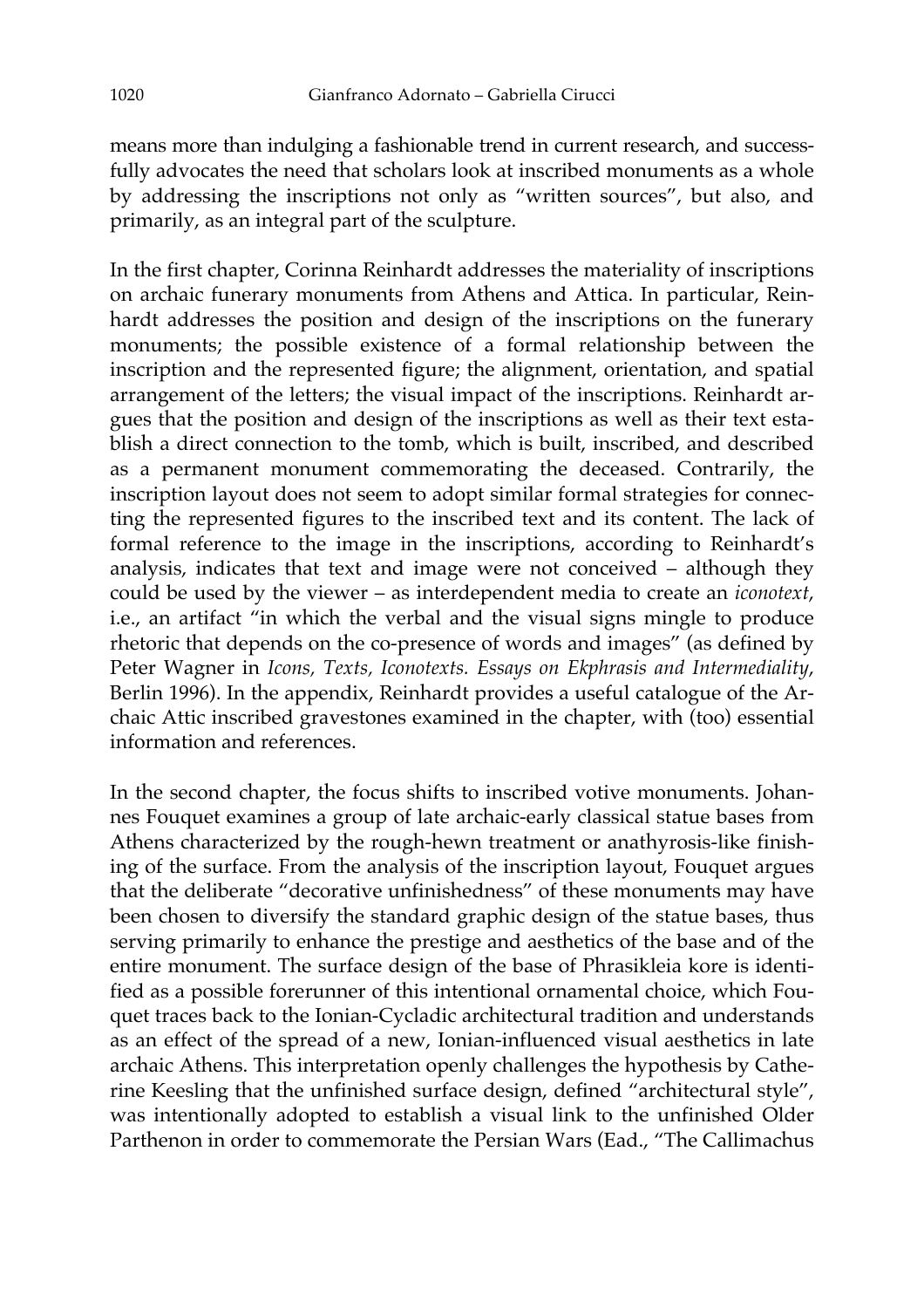means more than indulging a fashionable trend in current research, and successfully advocates the need that scholars look at inscribed monuments as a whole by addressing the inscriptions not only as "written sources", but also, and primarily, as an integral part of the sculpture.

In the first chapter, Corinna Reinhardt addresses the materiality of inscriptions on archaic funerary monuments from Athens and Attica. In particular, Reinhardt addresses the position and design of the inscriptions on the funerary monuments; the possible existence of a formal relationship between the inscription and the represented figure; the alignment, orientation, and spatial arrangement of the letters; the visual impact of the inscriptions. Reinhardt argues that the position and design of the inscriptions as well as their text establish a direct connection to the tomb, which is built, inscribed, and described as a permanent monument commemorating the deceased. Contrarily, the inscription layout does not seem to adopt similar formal strategies for connecting the represented figures to the inscribed text and its content. The lack of formal reference to the image in the inscriptions, according to Reinhardt's analysis, indicates that text and image were not conceived – although they could be used by the viewer – as interdependent media to create an *iconotext*, i.e., an artifact "in which the verbal and the visual signs mingle to produce rhetoric that depends on the co-presence of words and images" (as defined by Peter Wagner in *Icons, Texts, Iconotexts. Essays on Ekphrasis and Intermediality*, Berlin 1996). In the appendix, Reinhardt provides a useful catalogue of the Archaic Attic inscribed gravestones examined in the chapter, with (too) essential information and references.

In the second chapter, the focus shifts to inscribed votive monuments. Johannes Fouquet examines a group of late archaic-early classical statue bases from Athens characterized by the rough-hewn treatment or anathyrosis-like finishing of the surface. From the analysis of the inscription layout, Fouquet argues that the deliberate "decorative unfinishedness" of these monuments may have been chosen to diversify the standard graphic design of the statue bases, thus serving primarily to enhance the prestige and aesthetics of the base and of the entire monument. The surface design of the base of Phrasikleia kore is identified as a possible forerunner of this intentional ornamental choice, which Fouquet traces back to the Ionian-Cycladic architectural tradition and understands as an effect of the spread of a new, Ionian-influenced visual aesthetics in late archaic Athens. This interpretation openly challenges the hypothesis by Catherine Keesling that the unfinished surface design, defined "architectural style", was intentionally adopted to establish a visual link to the unfinished Older Parthenon in order to commemorate the Persian Wars (Ead., "The Callimachus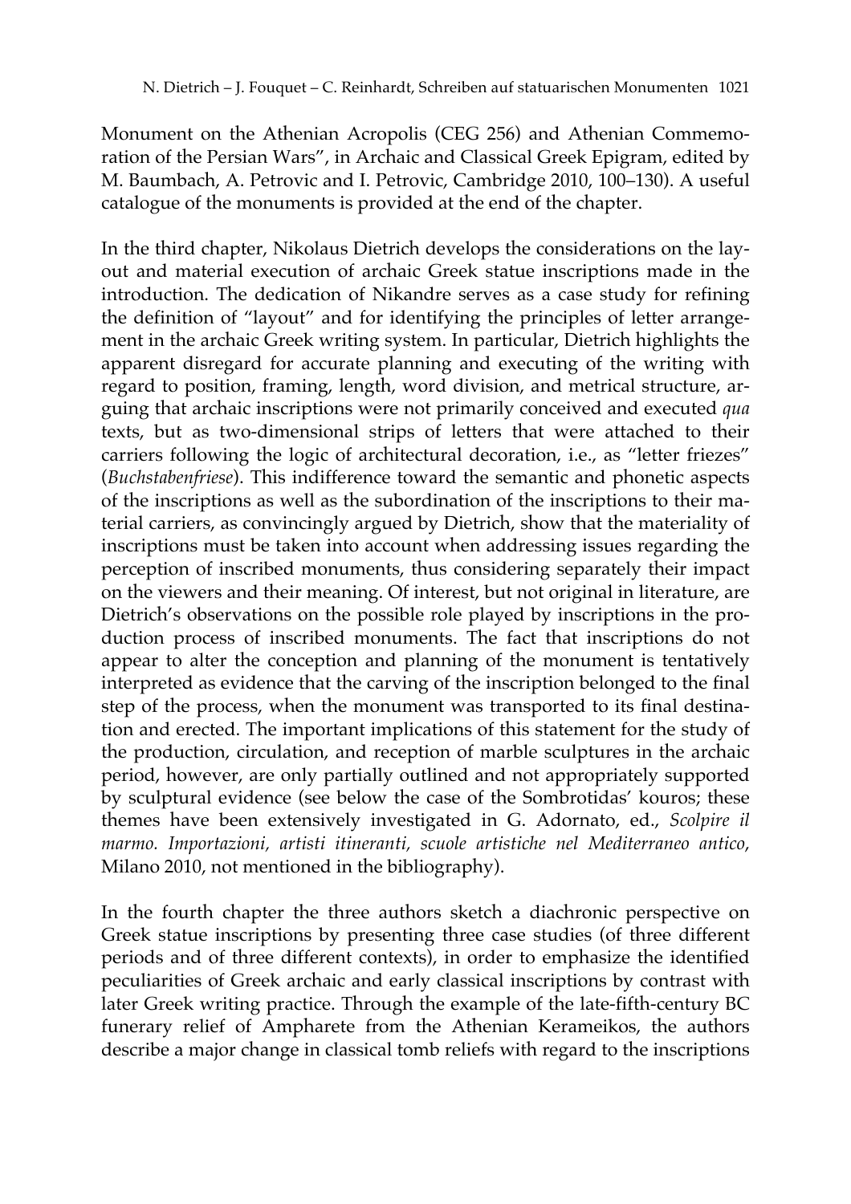Monument on the Athenian Acropolis (CEG 256) and Athenian Commemoration of the Persian Wars", in Archaic and Classical Greek Epigram, edited by M. Baumbach, A. Petrovic and I. Petrovic, Cambridge 2010, 100–130). A useful catalogue of the monuments is provided at the end of the chapter.

In the third chapter, Nikolaus Dietrich develops the considerations on the layout and material execution of archaic Greek statue inscriptions made in the introduction. The dedication of Nikandre serves as a case study for refining the definition of "layout" and for identifying the principles of letter arrangement in the archaic Greek writing system. In particular, Dietrich highlights the apparent disregard for accurate planning and executing of the writing with regard to position, framing, length, word division, and metrical structure, arguing that archaic inscriptions were not primarily conceived and executed *qua* texts, but as two-dimensional strips of letters that were attached to their carriers following the logic of architectural decoration, i.e., as "letter friezes" (*Buchstabenfriese*). This indifference toward the semantic and phonetic aspects of the inscriptions as well as the subordination of the inscriptions to their material carriers, as convincingly argued by Dietrich, show that the materiality of inscriptions must be taken into account when addressing issues regarding the perception of inscribed monuments, thus considering separately their impact on the viewers and their meaning. Of interest, but not original in literature, are Dietrich's observations on the possible role played by inscriptions in the production process of inscribed monuments. The fact that inscriptions do not appear to alter the conception and planning of the monument is tentatively interpreted as evidence that the carving of the inscription belonged to the final step of the process, when the monument was transported to its final destination and erected. The important implications of this statement for the study of the production, circulation, and reception of marble sculptures in the archaic period, however, are only partially outlined and not appropriately supported by sculptural evidence (see below the case of the Sombrotidas' kouros; these themes have been extensively investigated in G. Adornato, ed., *Scolpire il marmo. Importazioni, artisti itineranti, scuole artistiche nel Mediterraneo antico*, Milano 2010, not mentioned in the bibliography).

In the fourth chapter the three authors sketch a diachronic perspective on Greek statue inscriptions by presenting three case studies (of three different periods and of three different contexts), in order to emphasize the identified peculiarities of Greek archaic and early classical inscriptions by contrast with later Greek writing practice. Through the example of the late-fifth-century BC funerary relief of Ampharete from the Athenian Kerameikos, the authors describe a major change in classical tomb reliefs with regard to the inscriptions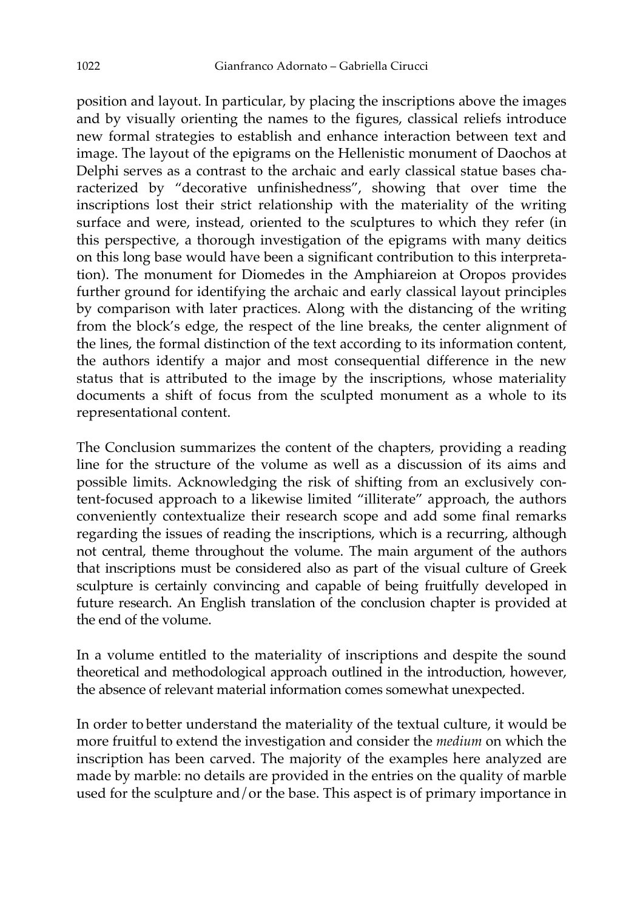position and layout. In particular, by placing the inscriptions above the images and by visually orienting the names to the figures, classical reliefs introduce new formal strategies to establish and enhance interaction between text and image. The layout of the epigrams on the Hellenistic monument of Daochos at Delphi serves as a contrast to the archaic and early classical statue bases characterized by "decorative unfinishedness", showing that over time the inscriptions lost their strict relationship with the materiality of the writing surface and were, instead, oriented to the sculptures to which they refer (in this perspective, a thorough investigation of the epigrams with many deitics on this long base would have been a significant contribution to this interpretation). The monument for Diomedes in the Amphiareion at Oropos provides further ground for identifying the archaic and early classical layout principles by comparison with later practices. Along with the distancing of the writing from the block's edge, the respect of the line breaks, the center alignment of the lines, the formal distinction of the text according to its information content, the authors identify a major and most consequential difference in the new status that is attributed to the image by the inscriptions, whose materiality documents a shift of focus from the sculpted monument as a whole to its representational content.

The Conclusion summarizes the content of the chapters, providing a reading line for the structure of the volume as well as a discussion of its aims and possible limits. Acknowledging the risk of shifting from an exclusively content-focused approach to a likewise limited "illiterate" approach, the authors conveniently contextualize their research scope and add some final remarks regarding the issues of reading the inscriptions, which is a recurring, although not central, theme throughout the volume. The main argument of the authors that inscriptions must be considered also as part of the visual culture of Greek sculpture is certainly convincing and capable of being fruitfully developed in future research. An English translation of the conclusion chapter is provided at the end of the volume.

In a volume entitled to the materiality of inscriptions and despite the sound theoretical and methodological approach outlined in the introduction, however, the absence of relevant material information comes somewhat unexpected.

In order to better understand the materiality of the textual culture, it would be more fruitful to extend the investigation and consider the *medium* on which the inscription has been carved. The majority of the examples here analyzed are made by marble: no details are provided in the entries on the quality of marble used for the sculpture and/or the base. This aspect is of primary importance in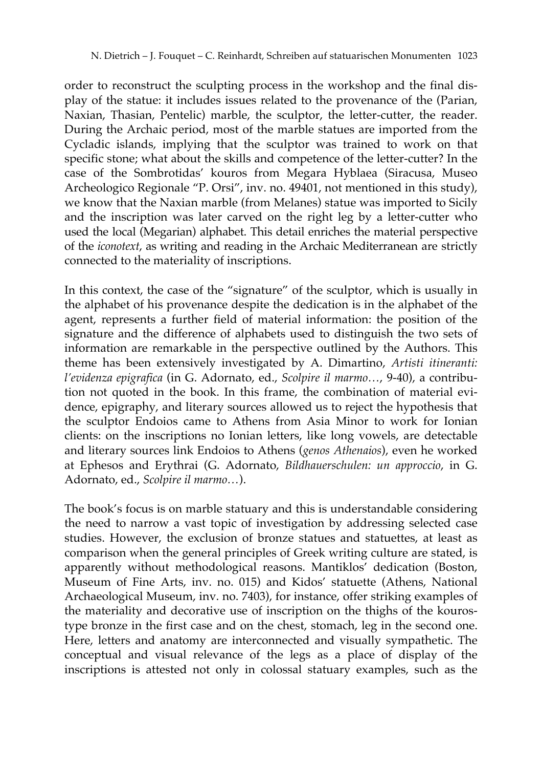order to reconstruct the sculpting process in the workshop and the final display of the statue: it includes issues related to the provenance of the (Parian, Naxian, Thasian, Pentelic) marble, the sculptor, the letter-cutter, the reader. During the Archaic period, most of the marble statues are imported from the Cycladic islands, implying that the sculptor was trained to work on that specific stone; what about the skills and competence of the letter-cutter? In the case of the Sombrotidas' kouros from Megara Hyblaea (Siracusa, Museo Archeologico Regionale "P. Orsi", inv. no. 49401, not mentioned in this study), we know that the Naxian marble (from Melanes) statue was imported to Sicily and the inscription was later carved on the right leg by a letter-cutter who used the local (Megarian) alphabet. This detail enriches the material perspective of the *iconotext*, as writing and reading in the Archaic Mediterranean are strictly connected to the materiality of inscriptions.

In this context, the case of the "signature" of the sculptor, which is usually in the alphabet of his provenance despite the dedication is in the alphabet of the agent, represents a further field of material information: the position of the signature and the difference of alphabets used to distinguish the two sets of information are remarkable in the perspective outlined by the Authors. This theme has been extensively investigated by A. Dimartino, *Artisti itineranti: l'evidenza epigrafica* (in G. Adornato, ed., *Scolpire il marmo…*, 9-40), a contribution not quoted in the book. In this frame, the combination of material evidence, epigraphy, and literary sources allowed us to reject the hypothesis that the sculptor Endoios came to Athens from Asia Minor to work for Ionian clients: on the inscriptions no Ionian letters, like long vowels, are detectable and literary sources link Endoios to Athens (*genos Athenaios*), even he worked at Ephesos and Erythrai (G. Adornato, *Bildhauerschulen: un approccio*, in G. Adornato, ed., *Scolpire il marmo…*).

The book's focus is on marble statuary and this is understandable considering the need to narrow a vast topic of investigation by addressing selected case studies. However, the exclusion of bronze statues and statuettes, at least as comparison when the general principles of Greek writing culture are stated, is apparently without methodological reasons. Mantiklos' dedication (Boston, Museum of Fine Arts, inv. no. 015) and Kidos' statuette (Athens, National Archaeological Museum, inv. no. 7403), for instance, offer striking examples of the materiality and decorative use of inscription on the thighs of the kouros-type bronze in the first case and on the chest, stomach, leg in the second one. Here, letters and anatomy are interconnected and visually sympathetic. The conceptual and visual relevance of the legs as a place of display of the inscriptions is attested not only in colossal statuary examples, such as the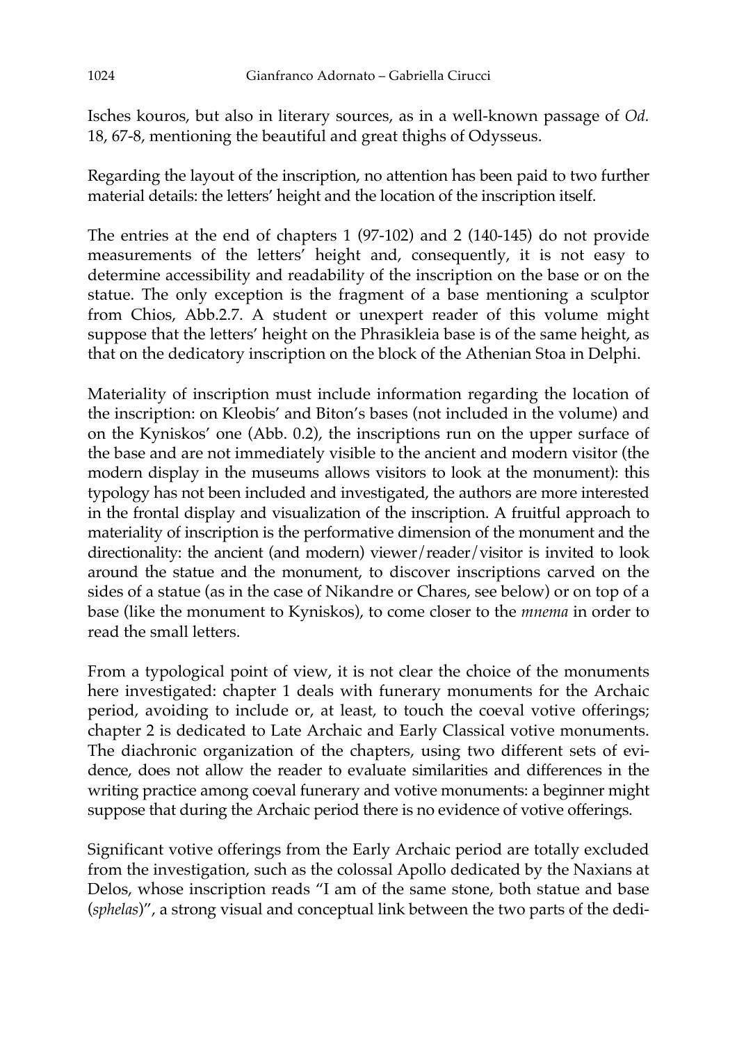Isches kouros, but also in literary sources, as in a well-known passage of *Od.* 18, 67-8, mentioning the beautiful and great thighs of Odysseus.

Regarding the layout of the inscription, no attention has been paid to two further material details: the letters' height and the location of the inscription itself.

The entries at the end of chapters 1 (97-102) and 2 (140-145) do not provide measurements of the letters' height and, consequently, it is not easy to determine accessibility and readability of the inscription on the base or on the statue. The only exception is the fragment of a base mentioning a sculptor from Chios, Abb.2.7. A student or unexpert reader of this volume might suppose that the letters' height on the Phrasikleia base is of the same height, as that on the dedicatory inscription on the block of the Athenian Stoa in Delphi.

Materiality of inscription must include information regarding the location of the inscription: on Kleobis' and Biton's bases (not included in the volume) and on the Kyniskos' one (Abb. 0.2), the inscriptions run on the upper surface of the base and are not immediately visible to the ancient and modern visitor (the modern display in the museums allows visitors to look at the monument): this typology has not been included and investigated, the authors are more interested in the frontal display and visualization of the inscription. A fruitful approach to materiality of inscription is the performative dimension of the monument and the directionality: the ancient (and modern) viewer/reader/visitor is invited to look around the statue and the monument, to discover inscriptions carved on the sides of a statue (as in the case of Nikandre or Chares, see below) or on top of a base (like the monument to Kyniskos), to come closer to the *mnema* in order to read the small letters.

From a typological point of view, it is not clear the choice of the monuments here investigated: chapter 1 deals with funerary monuments for the Archaic period, avoiding to include or, at least, to touch the coeval votive offerings; chapter 2 is dedicated to Late Archaic and Early Classical votive monuments. The diachronic organization of the chapters, using two different sets of evidence, does not allow the reader to evaluate similarities and differences in the writing practice among coeval funerary and votive monuments: a beginner might suppose that during the Archaic period there is no evidence of votive offerings.

Significant votive offerings from the Early Archaic period are totally excluded from the investigation, such as the colossal Apollo dedicated by the Naxians at Delos, whose inscription reads "I am of the same stone, both statue and base (*sphelas*)", a strong visual and conceptual link between the two parts of the dedi-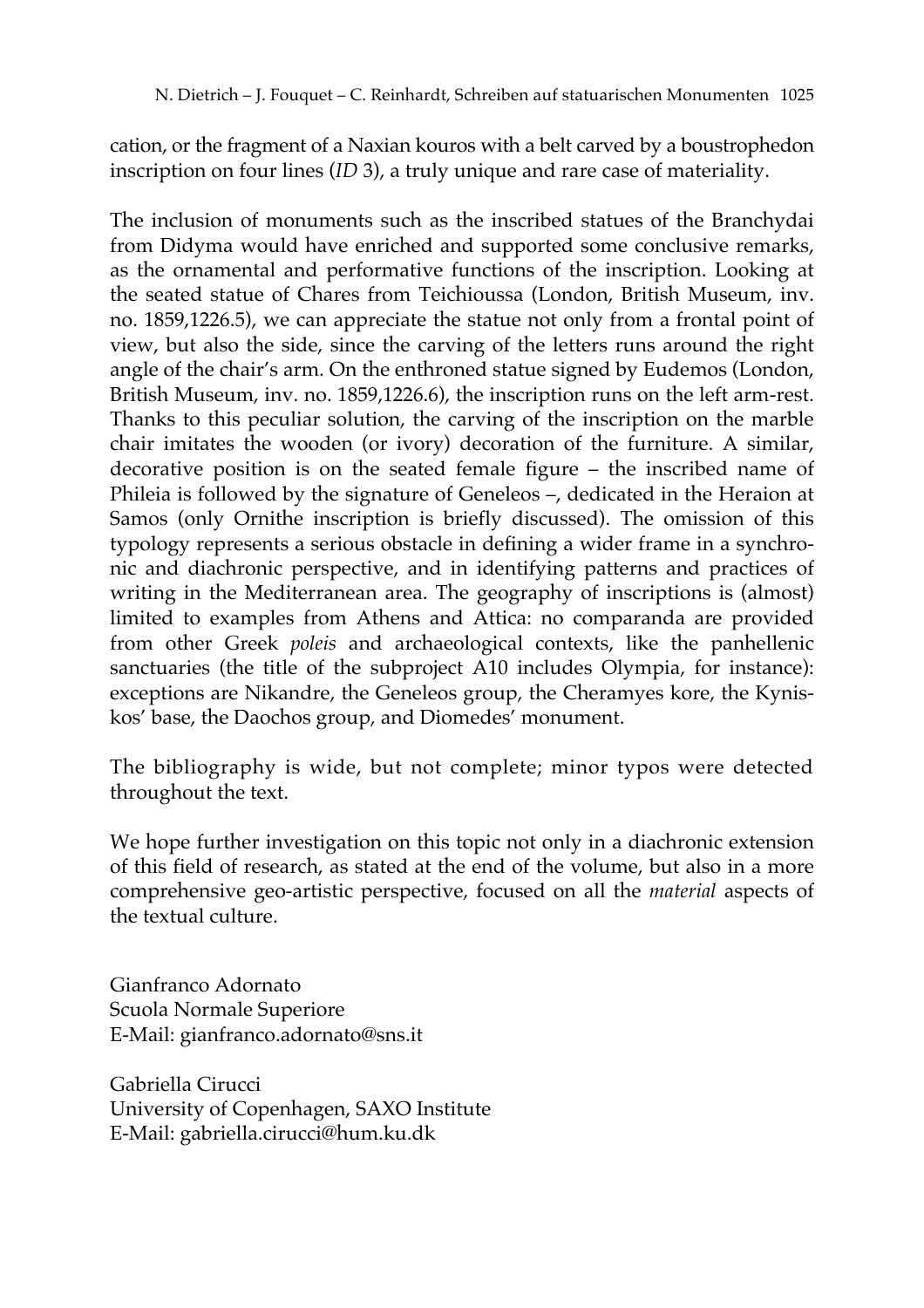cation, or the fragment of a Naxian kouros with a belt carved by a boustrophedon inscription on four lines (*ID* 3), a truly unique and rare case of materiality.

The inclusion of monuments such as the inscribed statues of the Branchydai from Didyma would have enriched and supported some conclusive remarks, as the ornamental and performative functions of the inscription. Looking at the seated statue of Chares from Teichioussa (London, British Museum, inv. no. 1859,1226.5), we can appreciate the statue not only from a frontal point of view, but also the side, since the carving of the letters runs around the right angle of the chair's arm. On the enthroned statue signed by Eudemos (London, British Museum, inv. no. 1859,1226.6), the inscription runs on the left arm-rest. Thanks to this peculiar solution, the carving of the inscription on the marble chair imitates the wooden (or ivory) decoration of the furniture. A similar, decorative position is on the seated female figure – the inscribed name of Phileia is followed by the signature of Geneleos –, dedicated in the Heraion at Samos (only Ornithe inscription is briefly discussed). The omission of this typology represents a serious obstacle in defining a wider frame in a synchronic and diachronic perspective, and in identifying patterns and practices of writing in the Mediterranean area. The geography of inscriptions is (almost) limited to examples from Athens and Attica: no comparanda are provided from other Greek *poleis* and archaeological contexts, like the panhellenic sanctuaries (the title of the subproject A10 includes Olympia, for instance): exceptions are Nikandre, the Geneleos group, the Cheramyes kore, the Kyniskos' base, the Daochos group, and Diomedes' monument.

The bibliography is wide, but not complete; minor typos were detected throughout the text.

We hope further investigation on this topic not only in a diachronic extension of this field of research, as stated at the end of the volume, but also in a more comprehensive geo-artistic perspective, focused on all the *material* aspects of the textual culture.

Gianfranco Adornato
Scuola Normale Superiore
E-Mail: gianfranco.adornato@sns.it

Gabriella Cirucci
University of Copenhagen, SAXO Institute
E-Mail: gabriella.cirucci@hum.ku.dk